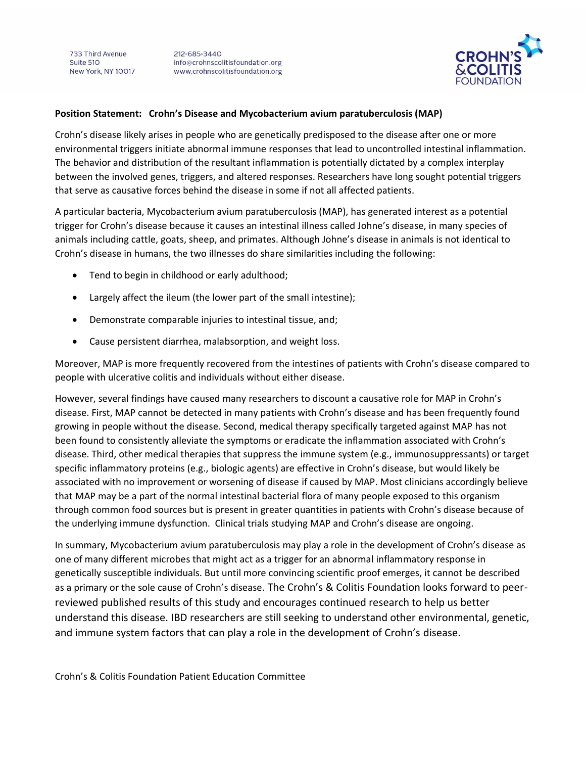733 Third Avenue
Suite 510
New York, NY 10017

212-685-3440
info@crohnscolitisfoundation.org
www.crohnscolitisfoundation.org

CROHN'S & COLITIS FOUNDATION

**Position Statement: Crohn's Disease and Mycobacterium avium paratuberculosis (MAP)**

Crohn's disease likely arises in people who are genetically predisposed to the disease after one or more environmental triggers initiate abnormal immune responses that lead to uncontrolled intestinal inflammation. The behavior and distribution of the resultant inflammation is potentially dictated by a complex interplay between the involved genes, triggers, and altered responses. Researchers have long sought potential triggers that serve as causative forces behind the disease in some if not all affected patients.

A particular bacteria, Mycobacterium avium paratuberculosis (MAP), has generated interest as a potential trigger for Crohn's disease because it causes an intestinal illness called Johne's disease, in many species of animals including cattle, goats, sheep, and primates. Although Johne's disease in animals is not identical to Crohn's disease in humans, the two illnesses do share similarities including the following:

- Tend to begin in childhood or early adulthood;
- Largely affect the ileum (the lower part of the small intestine);
- Demonstrate comparable injuries to intestinal tissue, and;
- Cause persistent diarrhea, malabsorption, and weight loss.

Moreover, MAP is more frequently recovered from the intestines of patients with Crohn's disease compared to people with ulcerative colitis and individuals without either disease.

However, several findings have caused many researchers to discount a causative role for MAP in Crohn's disease. First, MAP cannot be detected in many patients with Crohn's disease and has been frequently found growing in people without the disease. Second, medical therapy specifically targeted against MAP has not been found to consistently alleviate the symptoms or eradicate the inflammation associated with Crohn's disease. Third, other medical therapies that suppress the immune system (e.g., immunosuppressants) or target specific inflammatory proteins (e.g., biologic agents) are effective in Crohn's disease, but would likely be associated with no improvement or worsening of disease if caused by MAP. Most clinicians accordingly believe that MAP may be a part of the normal intestinal bacterial flora of many people exposed to this organism through common food sources but is present in greater quantities in patients with Crohn's disease because of the underlying immune dysfunction. Clinical trials studying MAP and Crohn's disease are ongoing.

In summary, Mycobacterium avium paratuberculosis may play a role in the development of Crohn's disease as one of many different microbes that might act as a trigger for an abnormal inflammatory response in genetically susceptible individuals. But until more convincing scientific proof emerges, it cannot be described as a primary or the sole cause of Crohn's disease. The Crohn's & Colitis Foundation looks forward to peer-reviewed published results of this study and encourages continued research to help us better understand this disease. IBD researchers are still seeking to understand other environmental, genetic, and immune system factors that can play a role in the development of Crohn's disease.

Crohn's & Colitis Foundation Patient Education Committee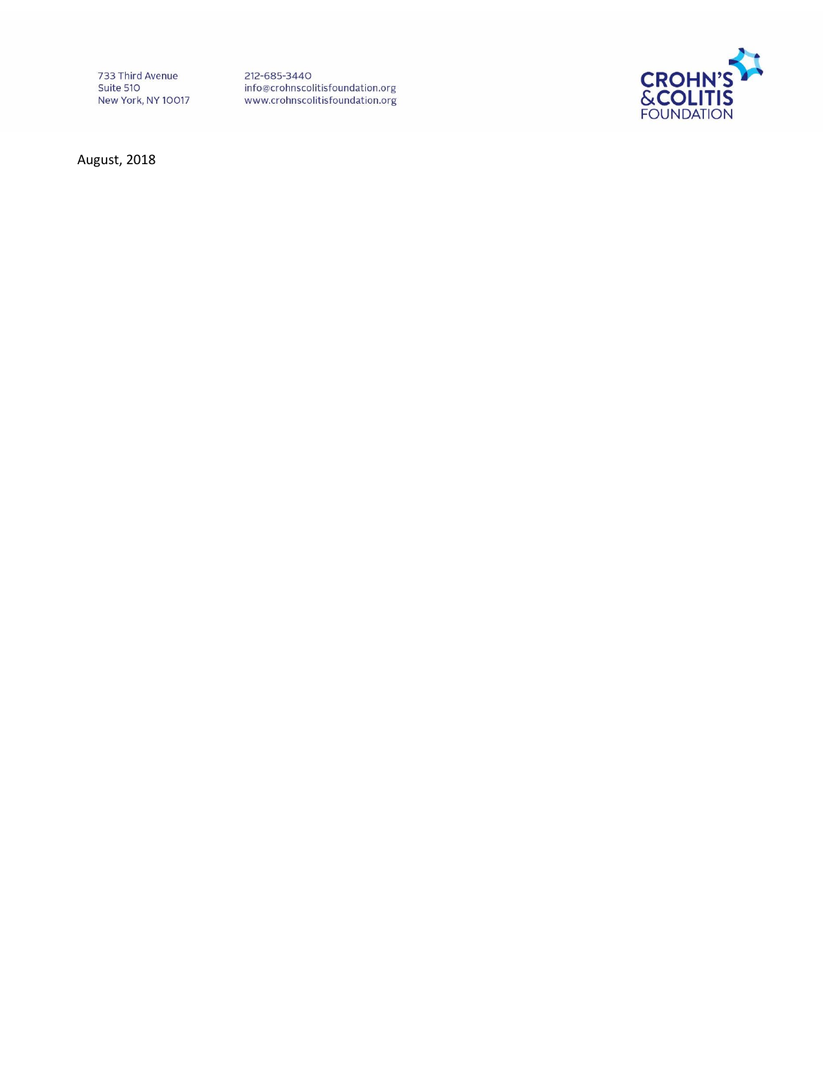733 Third Avenue
Suite 510
New York, NY 10017

212-685-3440
info@crohnscolitisfoundation.org
www.crohnscolitisfoundation.org

CROHN'S & COLITIS FOUNDATION

August, 2018